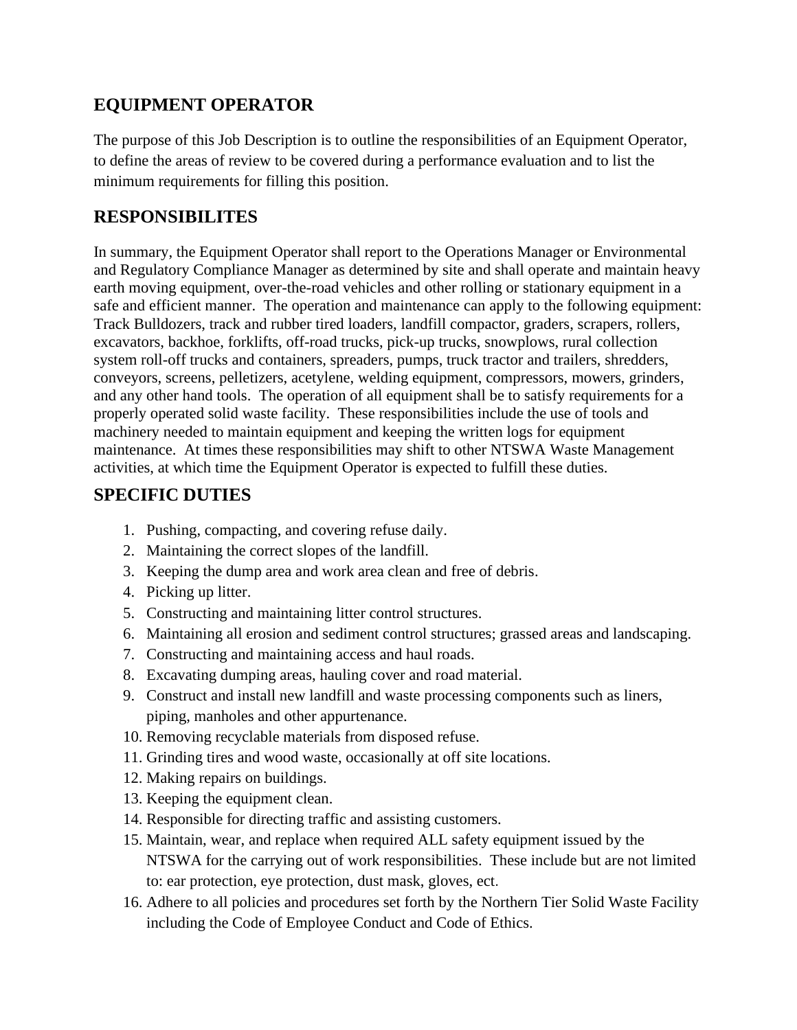## EQUIPMENT OPERATOR

The purpose of this Job Description is to outline the responsibilities of an Equipment Operator, to define the areas of review to be covered during a performance evaluation and to list the minimum requirements for filling this position.

## RESPONSIBILITES

In summary, the Equipment Operator shall report to the Operations Manager or Environmental and Regulatory Compliance Manager as determined by site and shall operate and maintain heavy earth moving equipment, over-the-road vehicles and other rolling or stationary equipment in a safe and efficient manner. The operation and maintenance can apply to the following equipment: Track Bulldozers, track and rubber tired loaders, landfill compactor, graders, scrapers, rollers, excavators, backhoe, forklifts, off-road trucks, pick-up trucks, snowplows, rural collection system roll-off trucks and containers, spreaders, pumps, truck tractor and trailers, shredders, conveyors, screens, pelletizers, acetylene, welding equipment, compressors, mowers, grinders, and any other hand tools. The operation of all equipment shall be to satisfy requirements for a properly operated solid waste facility. These responsibilities include the use of tools and machinery needed to maintain equipment and keeping the written logs for equipment maintenance. At times these responsibilities may shift to other NTSWA Waste Management activities, at which time the Equipment Operator is expected to fulfill these duties.

## SPECIFIC DUTIES

1. Pushing, compacting, and covering refuse daily.
2. Maintaining the correct slopes of the landfill.
3. Keeping the dump area and work area clean and free of debris.
4. Picking up litter.
5. Constructing and maintaining litter control structures.
6. Maintaining all erosion and sediment control structures; grassed areas and landscaping.
7. Constructing and maintaining access and haul roads.
8. Excavating dumping areas, hauling cover and road material.
9. Construct and install new landfill and waste processing components such as liners, piping, manholes and other appurtenance.
10. Removing recyclable materials from disposed refuse.
11. Grinding tires and wood waste, occasionally at off site locations.
12. Making repairs on buildings.
13. Keeping the equipment clean.
14. Responsible for directing traffic and assisting customers.
15. Maintain, wear, and replace when required ALL safety equipment issued by the NTSWA for the carrying out of work responsibilities. These include but are not limited to: ear protection, eye protection, dust mask, gloves, ect.
16. Adhere to all policies and procedures set forth by the Northern Tier Solid Waste Facility including the Code of Employee Conduct and Code of Ethics.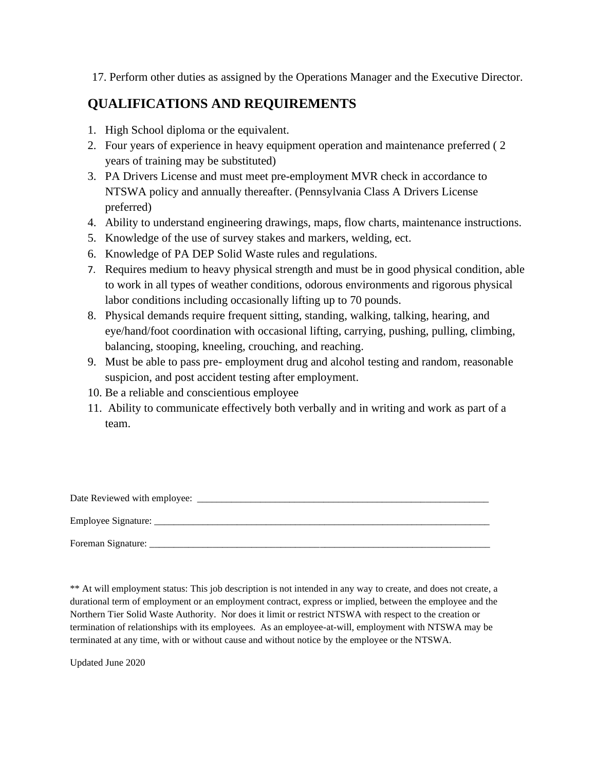17. Perform other duties as assigned by the Operations Manager and the Executive Director.

## QUALIFICATIONS AND REQUIREMENTS

1. High School diploma or the equivalent.
2. Four years of experience in heavy equipment operation and maintenance preferred ( 2 years of training may be substituted)
3. PA Drivers License and must meet pre-employment MVR check in accordance to NTSWA policy and annually thereafter. (Pennsylvania Class A Drivers License preferred)
4. Ability to understand engineering drawings, maps, flow charts, maintenance instructions.
5. Knowledge of the use of survey stakes and markers, welding, ect.
6. Knowledge of PA DEP Solid Waste rules and regulations.
7. Requires medium to heavy physical strength and must be in good physical condition, able to work in all types of weather conditions, odorous environments and rigorous physical labor conditions including occasionally lifting up to 70 pounds.
8. Physical demands require frequent sitting, standing, walking, talking, hearing, and eye/hand/foot coordination with occasional lifting, carrying, pushing, pulling, climbing, balancing, stooping, kneeling, crouching, and reaching.
9. Must be able to pass pre- employment drug and alcohol testing and random, reasonable suspicion, and post accident testing after employment.
10. Be a reliable and conscientious employee
11. Ability to communicate effectively both verbally and in writing and work as part of a team.

Date Reviewed with employee: ______________________________________________________________

Employee Signature: ______________________________________________________________________

Foreman Signature: _______________________________________________________________________

** At will employment status: This job description is not intended in any way to create, and does not create, a durational term of employment or an employment contract, express or implied, between the employee and the Northern Tier Solid Waste Authority. Nor does it limit or restrict NTSWA with respect to the creation or termination of relationships with its employees. As an employee-at-will, employment with NTSWA may be terminated at any time, with or without cause and without notice by the employee or the NTSWA.

Updated June 2020